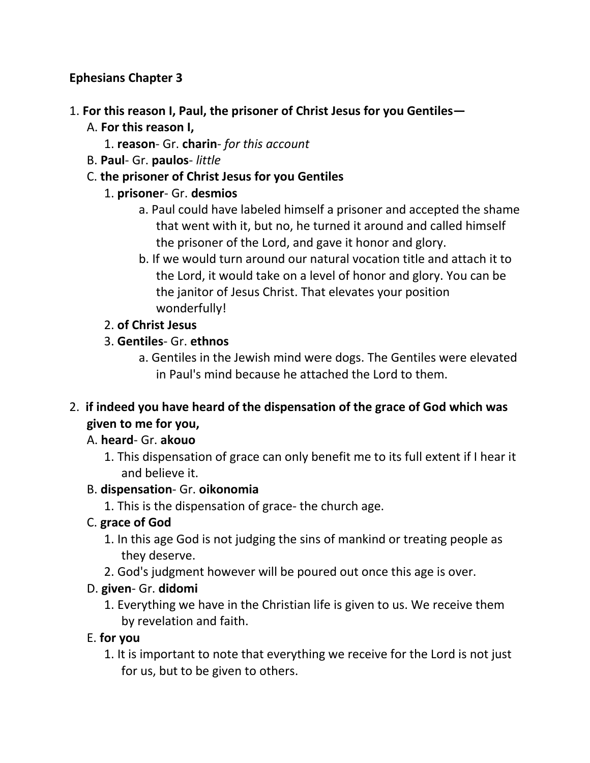**Ephesians Chapter 3**

1. **For this reason I, Paul, the prisoner of Christ Jesus for you Gentiles—**
   A. **For this reason I,**
      1. **reason**- Gr. **charin**- *for this account*
   B. **Paul**- Gr. **paulos**- *little*
   C. **the prisoner of Christ Jesus for you Gentiles**
      1. **prisoner**- Gr. **desmios**
         a. Paul could have labeled himself a prisoner and accepted the shame that went with it, but no, he turned it around and called himself the prisoner of the Lord, and gave it honor and glory.
         b. If we would turn around our natural vocation title and attach it to the Lord, it would take on a level of honor and glory. You can be the janitor of Jesus Christ. That elevates your position wonderfully!
      2. **of Christ Jesus**
      3. **Gentiles**- Gr. **ethnos**
         a. Gentiles in the Jewish mind were dogs. The Gentiles were elevated in Paul's mind because he attached the Lord to them.

2. **if indeed you have heard of the dispensation of the grace of God which was given to me for you,**
   A. **heard**- Gr. **akouo**
      1. This dispensation of grace can only benefit me to its full extent if I hear it and believe it.
   B. **dispensation**- Gr. **oikonomia**
      1. This is the dispensation of grace- the church age.
   C. **grace of God**
      1. In this age God is not judging the sins of mankind or treating people as they deserve.
      2. God's judgment however will be poured out once this age is over.
   D. **given**- Gr. **didomi**
      1. Everything we have in the Christian life is given to us. We receive them by revelation and faith.
   E. **for you**
      1. It is important to note that everything we receive for the Lord is not just for us, but to be given to others.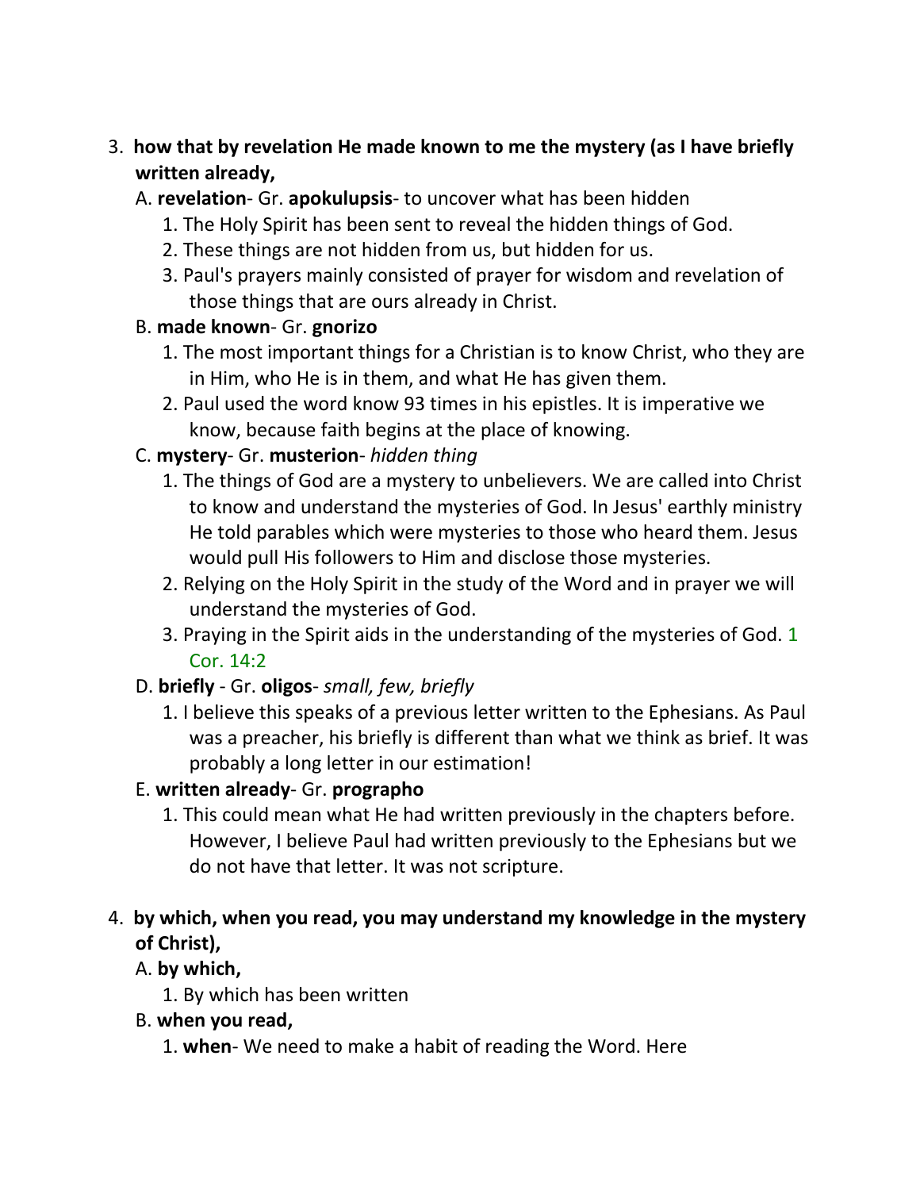3. **how that by revelation He made known to me the mystery (as I have briefly written already,**

   A. **revelation**- Gr. **apokulupsis**- to uncover what has been hidden

      1. The Holy Spirit has been sent to reveal the hidden things of God.
      2. These things are not hidden from us, but hidden for us.
      3. Paul's prayers mainly consisted of prayer for wisdom and revelation of those things that are ours already in Christ.

   B. **made known**- Gr. **gnorizo**

      1. The most important things for a Christian is to know Christ, who they are in Him, who He is in them, and what He has given them.
      2. Paul used the word know 93 times in his epistles. It is imperative we know, because faith begins at the place of knowing.

   C. **mystery**- Gr. **musterion**- *hidden thing*

      1. The things of God are a mystery to unbelievers. We are called into Christ to know and understand the mysteries of God. In Jesus' earthly ministry He told parables which were mysteries to those who heard them. Jesus would pull His followers to Him and disclose those mysteries.
      2. Relying on the Holy Spirit in the study of the Word and in prayer we will understand the mysteries of God.
      3. Praying in the Spirit aids in the understanding of the mysteries of God. 1 Cor. 14:2

   D. **briefly** - Gr. **oligos**- *small, few, briefly*

      1. I believe this speaks of a previous letter written to the Ephesians. As Paul was a preacher, his briefly is different than what we think as brief. It was probably a long letter in our estimation!

   E. **written already**- Gr. **prographo**

      1. This could mean what He had written previously in the chapters before. However, I believe Paul had written previously to the Ephesians but we do not have that letter. It was not scripture.

4. **by which, when you read, you may understand my knowledge in the mystery of Christ),**

   A. **by which,**

      1. By which has been written

   B. **when you read,**

      1. **when**- We need to make a habit of reading the Word. Here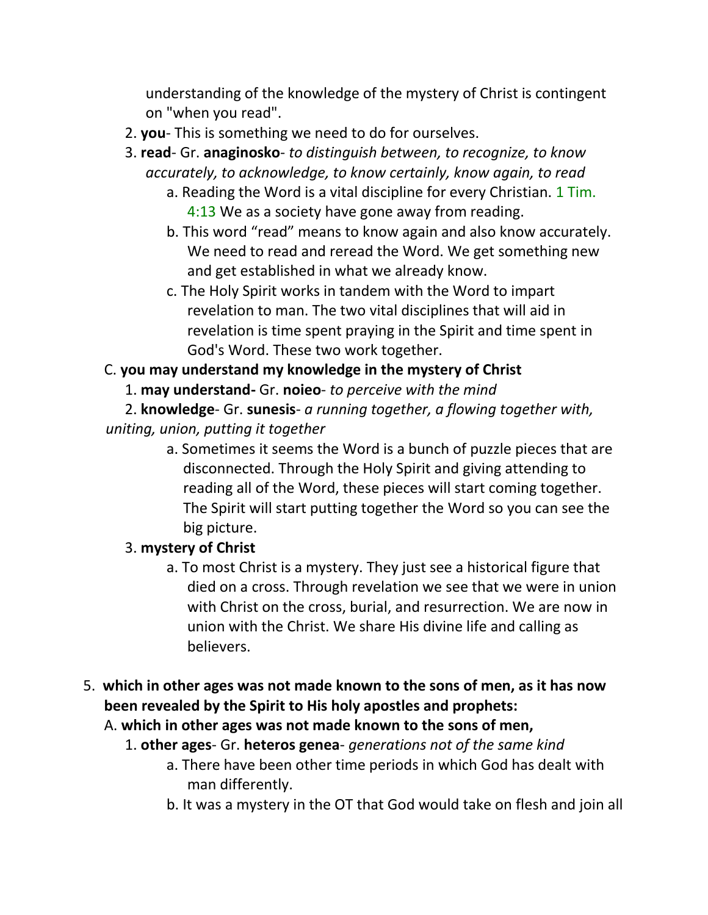understanding of the knowledge of the mystery of Christ is contingent on "when you read".

2. **you**- This is something we need to do for ourselves.
3. **read**- Gr. **anaginosko**- *to distinguish between, to recognize, to know accurately, to acknowledge, to know certainly, know again, to read*
   a. Reading the Word is a vital discipline for every Christian. 1 Tim. 4:13 We as a society have gone away from reading.
   b. This word "read" means to know again and also know accurately. We need to read and reread the Word. We get something new and get established in what we already know.
   c. The Holy Spirit works in tandem with the Word to impart revelation to man. The two vital disciplines that will aid in revelation is time spent praying in the Spirit and time spent in God's Word. These two work together.

C. **you may understand my knowledge in the mystery of Christ**

1. **may understand-** Gr. **noieo**- *to perceive with the mind*
2. **knowledge**- Gr. **sunesis**- *a running together, a flowing together with, uniting, union, putting it together*
   a. Sometimes it seems the Word is a bunch of puzzle pieces that are disconnected. Through the Holy Spirit and giving attending to reading all of the Word, these pieces will start coming together. The Spirit will start putting together the Word so you can see the big picture.
3. **mystery of Christ**
   a. To most Christ is a mystery. They just see a historical figure that died on a cross. Through revelation we see that we were in union with Christ on the cross, burial, and resurrection. We are now in union with the Christ. We share His divine life and calling as believers.

5. **which in other ages was not made known to the sons of men, as it has now been revealed by the Spirit to His holy apostles and prophets:**

A. **which in other ages was not made known to the sons of men,**

1. **other ages**- Gr. **heteros genea**- *generations not of the same kind*
   a. There have been other time periods in which God has dealt with man differently.
   b. It was a mystery in the OT that God would take on flesh and join all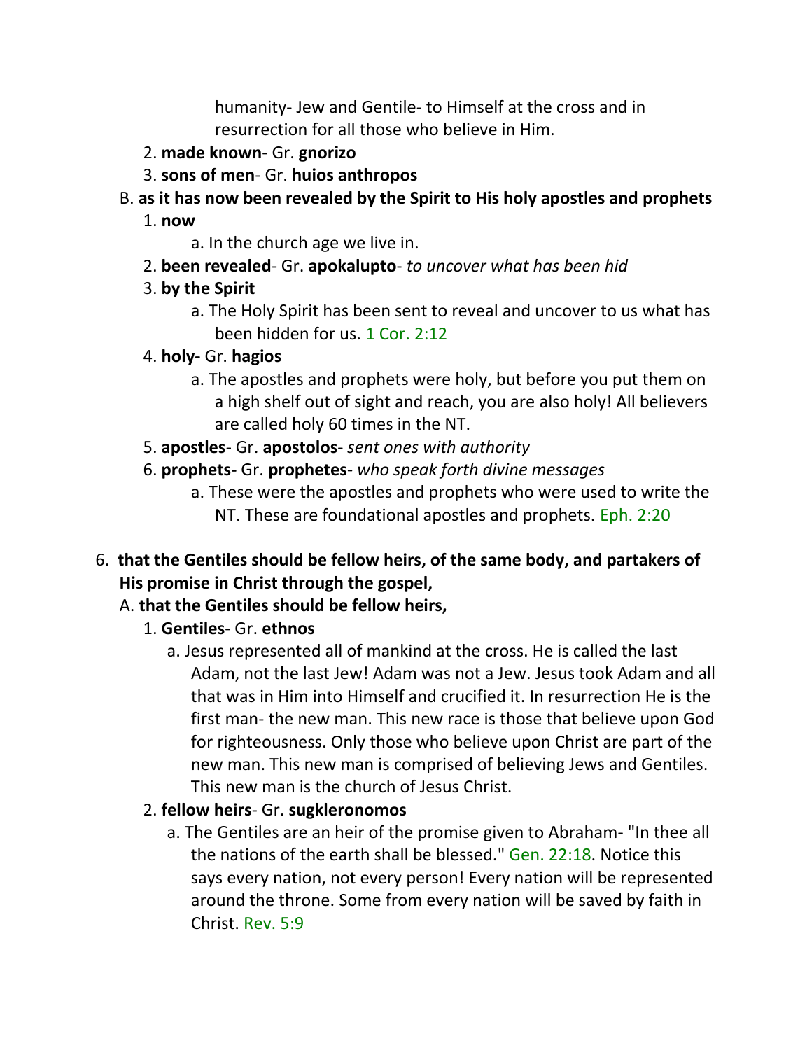humanity- Jew and Gentile- to Himself at the cross and in resurrection for all those who believe in Him.

2. **made known**- Gr. **gnorizo**
3. **sons of men**- Gr. **huios anthropos**

B. **as it has now been revealed by the Spirit to His holy apostles and prophets**

1. **now**
   a. In the church age we live in.
2. **been revealed**- Gr. **apokalupto**- *to uncover what has been hid*
3. **by the Spirit**
   a. The Holy Spirit has been sent to reveal and uncover to us what has been hidden for us. 1 Cor. 2:12
4. **holy-** Gr. **hagios**
   a. The apostles and prophets were holy, but before you put them on a high shelf out of sight and reach, you are also holy! All believers are called holy 60 times in the NT.
5. **apostles**- Gr. **apostolos**- *sent ones with authority*
6. **prophets-** Gr. **prophetes**- *who speak forth divine messages*
   a. These were the apostles and prophets who were used to write the NT. These are foundational apostles and prophets. Eph. 2:20

6. **that the Gentiles should be fellow heirs, of the same body, and partakers of His promise in Christ through the gospel,**

A. **that the Gentiles should be fellow heirs,**

1. **Gentiles**- Gr. **ethnos**
   a. Jesus represented all of mankind at the cross. He is called the last Adam, not the last Jew! Adam was not a Jew. Jesus took Adam and all that was in Him into Himself and crucified it. In resurrection He is the first man- the new man. This new race is those that believe upon God for righteousness. Only those who believe upon Christ are part of the new man. This new man is comprised of believing Jews and Gentiles. This new man is the church of Jesus Christ.
2. **fellow heirs**- Gr. **sugkleronomos**
   a. The Gentiles are an heir of the promise given to Abraham- "In thee all the nations of the earth shall be blessed." Gen. 22:18. Notice this says every nation, not every person! Every nation will be represented around the throne. Some from every nation will be saved by faith in Christ. Rev. 5:9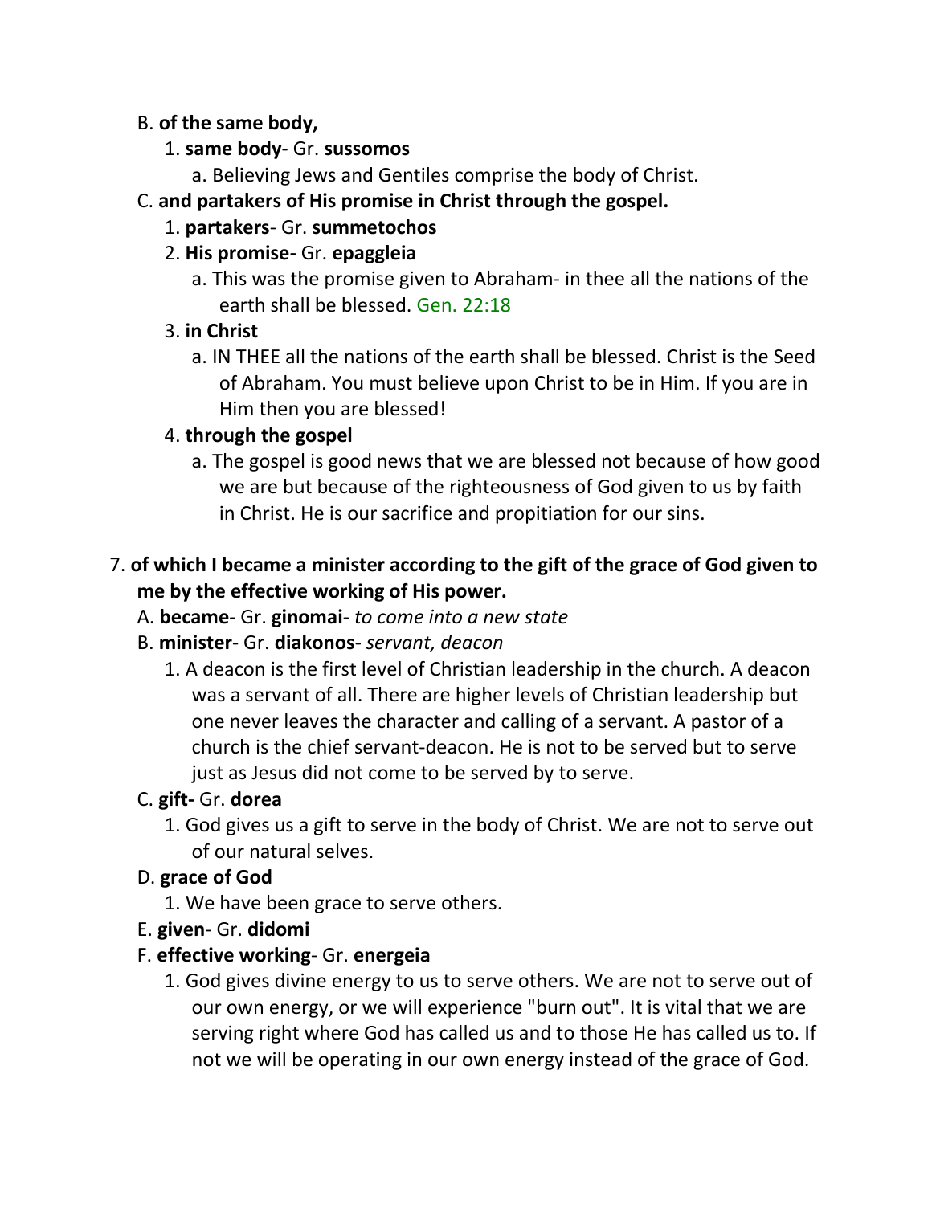B. **of the same body,**

1. **same body**- Gr. **sussomos**
    a. Believing Jews and Gentiles comprise the body of Christ.

C. **and partakers of His promise in Christ through the gospel.**

1. **partakers**- Gr. **summetochos**
2. **His promise-** Gr. **epaggleia**
    a. This was the promise given to Abraham- in thee all the nations of the earth shall be blessed. Gen. 22:18
3. **in Christ**
    a. IN THEE all the nations of the earth shall be blessed. Christ is the Seed of Abraham. You must believe upon Christ to be in Him. If you are in Him then you are blessed!
4. **through the gospel**
    a. The gospel is good news that we are blessed not because of how good we are but because of the righteousness of God given to us by faith in Christ. He is our sacrifice and propitiation for our sins.

7. **of which I became a minister according to the gift of the grace of God given to me by the effective working of His power.**

A. **became**- Gr. **ginomai**- *to come into a new state*

B. **minister**- Gr. **diakonos**- *servant, deacon*

1. A deacon is the first level of Christian leadership in the church. A deacon was a servant of all. There are higher levels of Christian leadership but one never leaves the character and calling of a servant. A pastor of a church is the chief servant-deacon. He is not to be served but to serve just as Jesus did not come to be served by to serve.

C. **gift-** Gr. **dorea**

1. God gives us a gift to serve in the body of Christ. We are not to serve out of our natural selves.

D. **grace of God**

1. We have been grace to serve others.

E. **given**- Gr. **didomi**

F. **effective working**- Gr. **energeia**

1. God gives divine energy to us to serve others. We are not to serve out of our own energy, or we will experience "burn out". It is vital that we are serving right where God has called us and to those He has called us to. If not we will be operating in our own energy instead of the grace of God.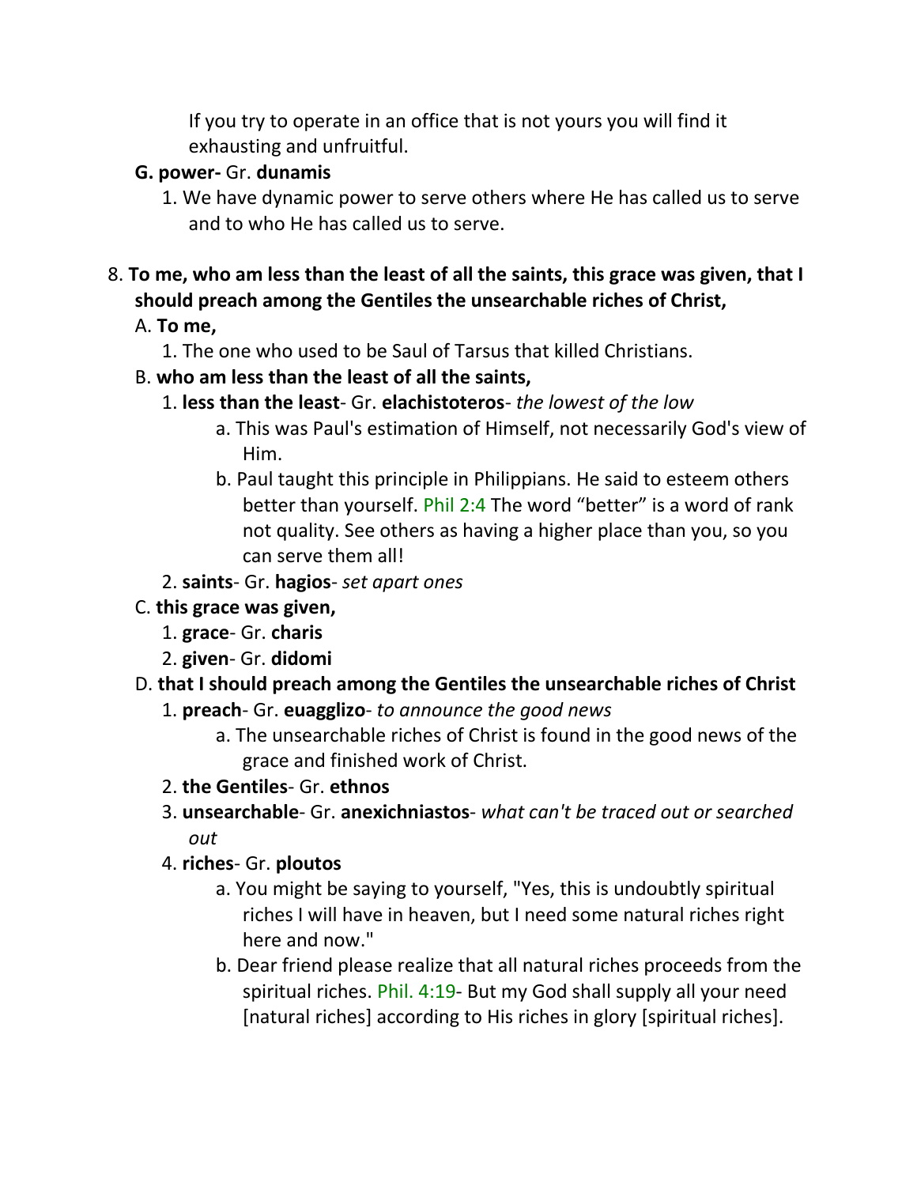If you try to operate in an office that is not yours you will find it exhausting and unfruitful.

**G. power-** Gr. **dunamis**

1. We have dynamic power to serve others where He has called us to serve and to who He has called us to serve.

8. **To me, who am less than the least of all the saints, this grace was given, that I should preach among the Gentiles the unsearchable riches of Christ,**

A. **To me,**

1. The one who used to be Saul of Tarsus that killed Christians.

B. **who am less than the least of all the saints,**

1. **less than the least**- Gr. **elachistoteros**- *the lowest of the low*
   a. This was Paul's estimation of Himself, not necessarily God's view of Him.
   b. Paul taught this principle in Philippians. He said to esteem others better than yourself. Phil 2:4 The word "better" is a word of rank not quality. See others as having a higher place than you, so you can serve them all!
2. **saints**- Gr. **hagios**- *set apart ones*

C. **this grace was given,**

1. **grace**- Gr. **charis**
2. **given**- Gr. **didomi**

D. **that I should preach among the Gentiles the unsearchable riches of Christ**

1. **preach**- Gr. **euagglizo**- *to announce the good news*
   a. The unsearchable riches of Christ is found in the good news of the grace and finished work of Christ.
2. **the Gentiles**- Gr. **ethnos**
3. **unsearchable**- Gr. **anexichniastos**- *what can't be traced out or searched out*
4. **riches**- Gr. **ploutos**
   a. You might be saying to yourself, "Yes, this is undoubtly spiritual riches I will have in heaven, but I need some natural riches right here and now."
   b. Dear friend please realize that all natural riches proceeds from the spiritual riches. Phil. 4:19- But my God shall supply all your need [natural riches] according to His riches in glory [spiritual riches].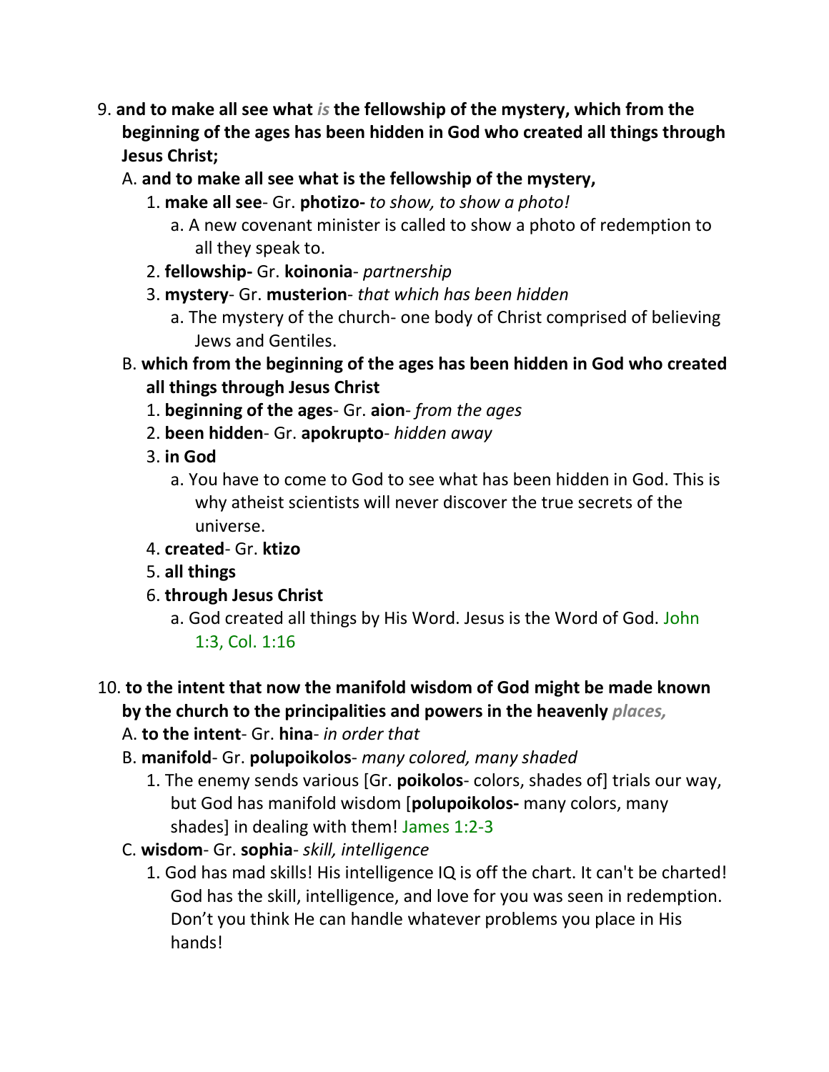9. **and to make all see what *is* the fellowship of the mystery, which from the beginning of the ages has been hidden in God who created all things through Jesus Christ;**
   A. **and to make all see what is the fellowship of the mystery,**
      1. **make all see**- Gr. **photizo-** *to show, to show a photo!*
         a. A new covenant minister is called to show a photo of redemption to all they speak to.
      2. **fellowship-** Gr. **koinonia**- *partnership*
      3. **mystery**- Gr. **musterion**- *that which has been hidden*
         a. The mystery of the church- one body of Christ comprised of believing Jews and Gentiles.
   B. **which from the beginning of the ages has been hidden in God who created all things through Jesus Christ**
      1. **beginning of the ages**- Gr. **aion**- *from the ages*
      2. **been hidden**- Gr. **apokrupto**- *hidden away*
      3. **in God**
         a. You have to come to God to see what has been hidden in God. This is why atheist scientists will never discover the true secrets of the universe.
      4. **created**- Gr. **ktizo**
      5. **all things**
      6. **through Jesus Christ**
         a. God created all things by His Word. Jesus is the Word of God. John 1:3, Col. 1:16

10. **to the intent that now the manifold wisdom of God might be made known by the church to the principalities and powers in the heavenly *places*,**
   A. **to the intent**- Gr. **hina**- *in order that*
   B. **manifold**- Gr. **polupoikolos**- *many colored, many shaded*
      1. The enemy sends various [Gr. **poikolos**- colors, shades of] trials our way, but God has manifold wisdom [**polupoikolos-** many colors, many shades] in dealing with them! James 1:2-3
   C. **wisdom**- Gr. **sophia**- *skill, intelligence*
      1. God has mad skills! His intelligence IQ is off the chart. It can't be charted! God has the skill, intelligence, and love for you was seen in redemption. Don't you think He can handle whatever problems you place in His hands!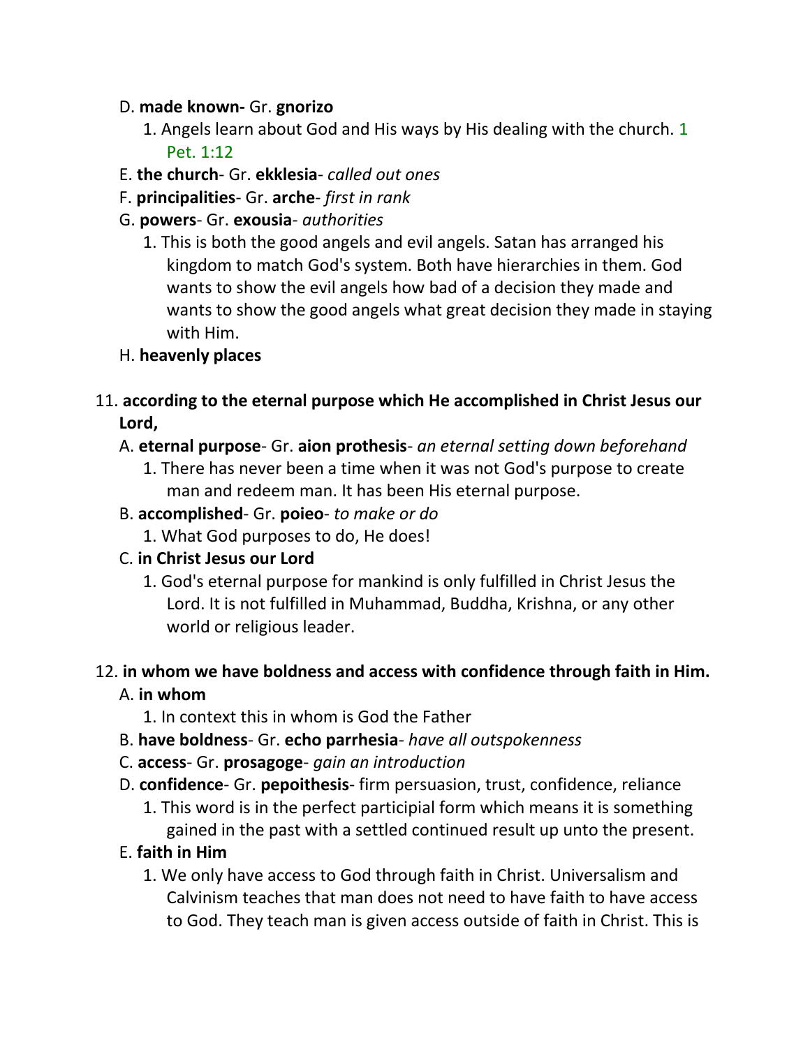D. **made known-** Gr. **gnorizo**

   1. Angels learn about God and His ways by His dealing with the church. 1 Pet. 1:12

E. **the church**- Gr. **ekklesia**- *called out ones*

F. **principalities**- Gr. **arche**- *first in rank*

G. **powers**- Gr. **exousia**- *authorities*

   1. This is both the good angels and evil angels. Satan has arranged his kingdom to match God's system. Both have hierarchies in them. God wants to show the evil angels how bad of a decision they made and wants to show the good angels what great decision they made in staying with Him.

H. **heavenly places**

11. **according to the eternal purpose which He accomplished in Christ Jesus our Lord,**

A. **eternal purpose**- Gr. **aion prothesis**- *an eternal setting down beforehand*

   1. There has never been a time when it was not God's purpose to create man and redeem man. It has been His eternal purpose.

B. **accomplished**- Gr. **poieo**- *to make or do*

   1. What God purposes to do, He does!

C. **in Christ Jesus our Lord**

   1. God's eternal purpose for mankind is only fulfilled in Christ Jesus the Lord. It is not fulfilled in Muhammad, Buddha, Krishna, or any other world or religious leader.

12. **in whom we have boldness and access with confidence through faith in Him.**

A. **in whom**

   1. In context this in whom is God the Father

B. **have boldness**- Gr. **echo parrhesia**- *have all outspokenness*

C. **access**- Gr. **prosagoge**- *gain an introduction*

D. **confidence**- Gr. **pepoithesis**- firm persuasion, trust, confidence, reliance

   1. This word is in the perfect participial form which means it is something gained in the past with a settled continued result up unto the present.

E. **faith in Him**

   1. We only have access to God through faith in Christ. Universalism and Calvinism teaches that man does not need to have faith to have access to God. They teach man is given access outside of faith in Christ. This is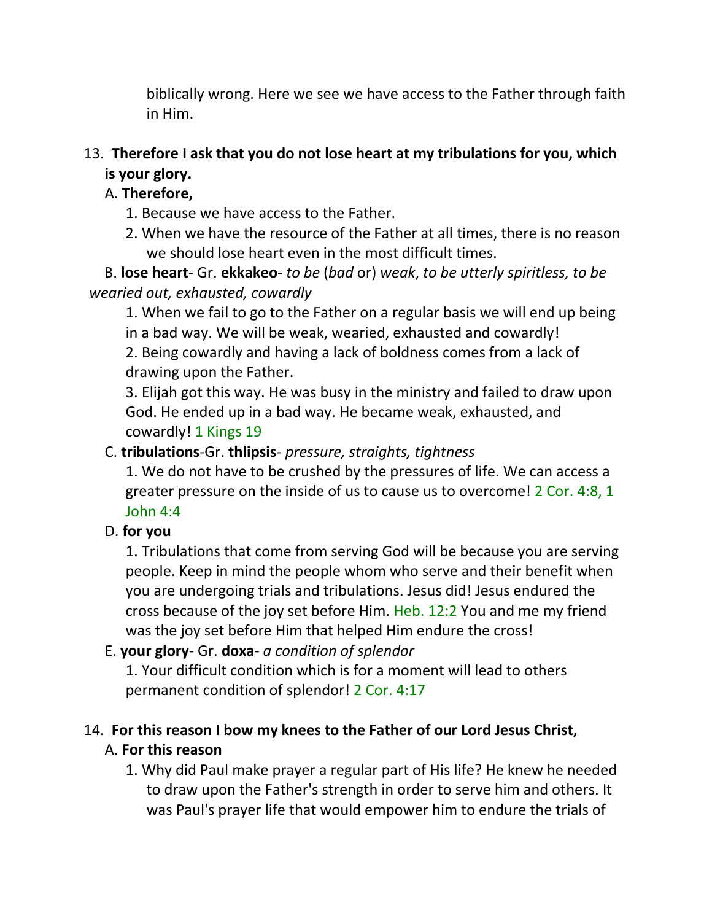biblically wrong. Here we see we have access to the Father through faith in Him.

13. **Therefore I ask that you do not lose heart at my tribulations for you, which is your glory.**

   A. **Therefore,**

      1. Because we have access to the Father.
      2. When we have the resource of the Father at all times, there is no reason we should lose heart even in the most difficult times.

   B. **lose heart**- Gr. **ekkakeo-** *to be* (*bad* or) *weak*, *to be utterly spiritless, to be wearied out, exhausted, cowardly*

      1. When we fail to go to the Father on a regular basis we will end up being in a bad way. We will be weak, wearied, exhausted and cowardly!
      2. Being cowardly and having a lack of boldness comes from a lack of drawing upon the Father.
      3. Elijah got this way. He was busy in the ministry and failed to draw upon God. He ended up in a bad way. He became weak, exhausted, and cowardly! 1 Kings 19

   C. **tribulations**-Gr. **thlipsis**- *pressure, straights, tightness*

      1. We do not have to be crushed by the pressures of life. We can access a greater pressure on the inside of us to cause us to overcome! 2 Cor. 4:8, 1 John 4:4

   D. **for you**

      1. Tribulations that come from serving God will be because you are serving people. Keep in mind the people whom who serve and their benefit when you are undergoing trials and tribulations. Jesus did! Jesus endured the cross because of the joy set before Him. Heb. 12:2 You and me my friend was the joy set before Him that helped Him endure the cross!

   E. **your glory**- Gr. **doxa**- *a condition of splendor*

      1. Your difficult condition which is for a moment will lead to others permanent condition of splendor! 2 Cor. 4:17

14. **For this reason I bow my knees to the Father of our Lord Jesus Christ,**

   A. **For this reason**

      1. Why did Paul make prayer a regular part of His life? He knew he needed to draw upon the Father's strength in order to serve him and others. It was Paul's prayer life that would empower him to endure the trials of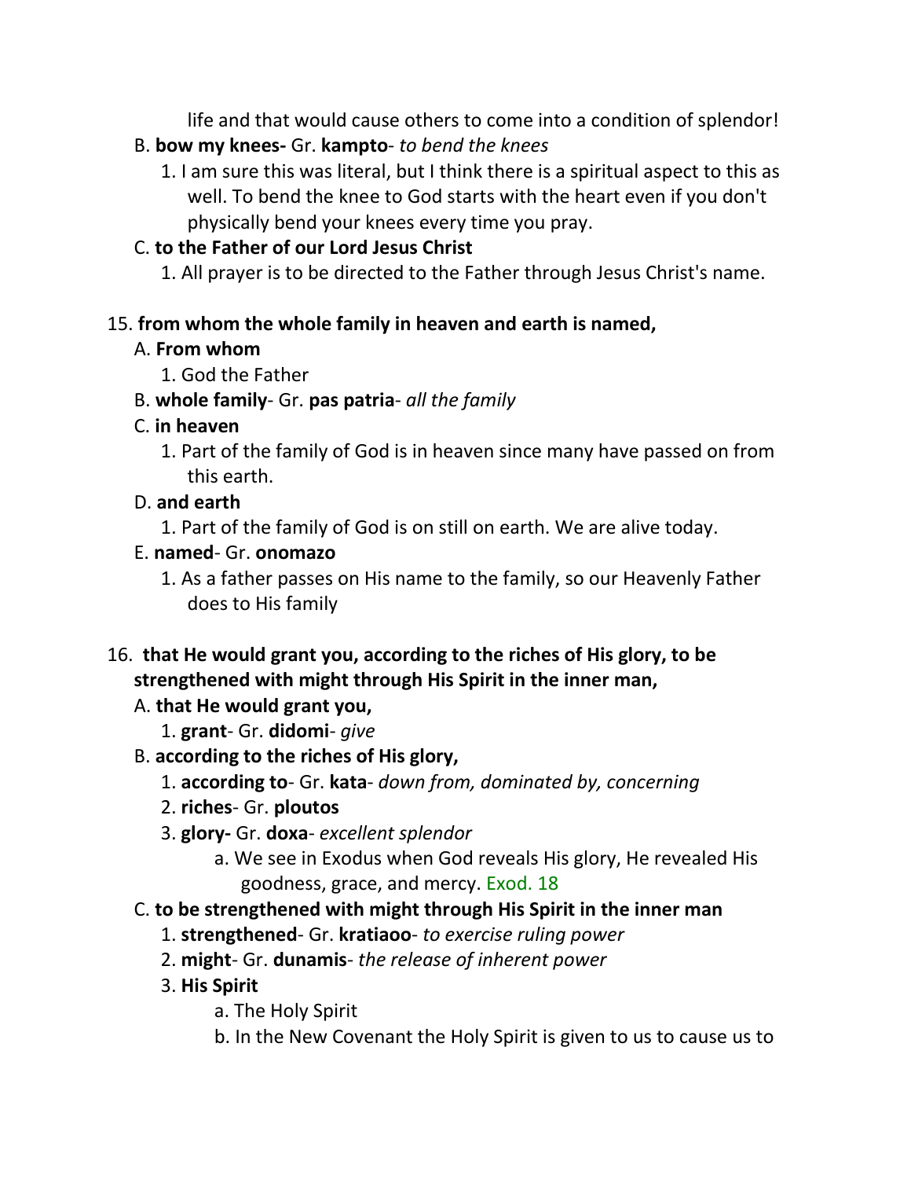life and that would cause others to come into a condition of splendor!

B. **bow my knees-** Gr. **kampto**- *to bend the knees*

1. I am sure this was literal, but I think there is a spiritual aspect to this as well. To bend the knee to God starts with the heart even if you don't physically bend your knees every time you pray.

C. **to the Father of our Lord Jesus Christ**

1. All prayer is to be directed to the Father through Jesus Christ's name.

15. **from whom the whole family in heaven and earth is named,**

A. **From whom**

1. God the Father

B. **whole family**- Gr. **pas patria**- *all the family*

C. **in heaven**

1. Part of the family of God is in heaven since many have passed on from this earth.

D. **and earth**

1. Part of the family of God is on still on earth. We are alive today.

E. **named**- Gr. **onomazo**

1. As a father passes on His name to the family, so our Heavenly Father does to His family

16. **that He would grant you, according to the riches of His glory, to be strengthened with might through His Spirit in the inner man,**

A. **that He would grant you,**

1. **grant**- Gr. **didomi**- *give*

B. **according to the riches of His glory,**

1. **according to**- Gr. **kata**- *down from, dominated by, concerning*
2. **riches**- Gr. **ploutos**
3. **glory-** Gr. **doxa**- *excellent splendor*

a. We see in Exodus when God reveals His glory, He revealed His goodness, grace, and mercy. Exod. 18

C. **to be strengthened with might through His Spirit in the inner man**

1. **strengthened**- Gr. **kratiaoo**- *to exercise ruling power*
2. **might**- Gr. **dunamis**- *the release of inherent power*
3. **His Spirit**

a. The Holy Spirit

b. In the New Covenant the Holy Spirit is given to us to cause us to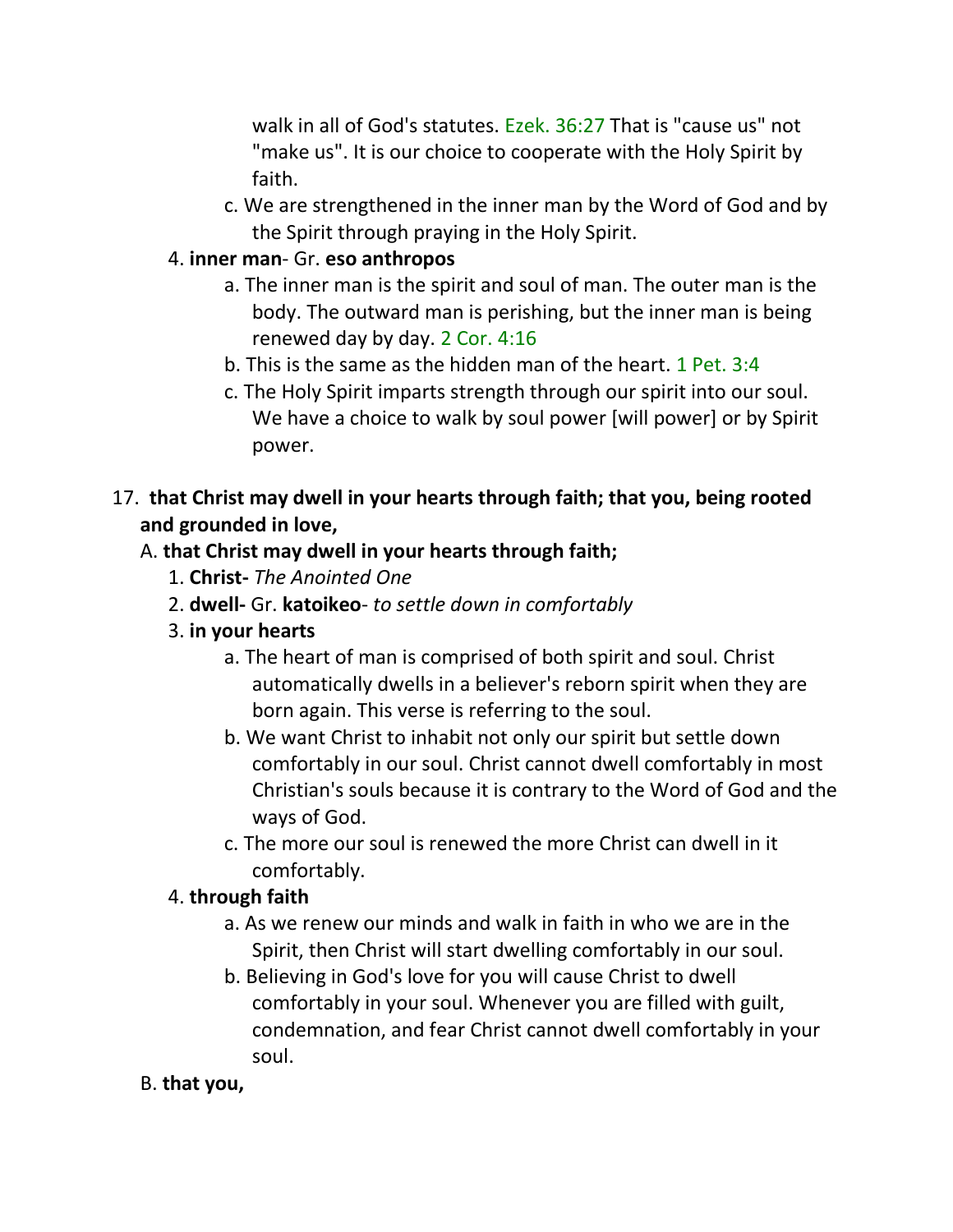walk in all of God's statutes. Ezek. 36:27 That is "cause us" not "make us". It is our choice to cooperate with the Holy Spirit by faith.

c. We are strengthened in the inner man by the Word of God and by the Spirit through praying in the Holy Spirit.

4. **inner man**- Gr. **eso anthropos**
    a. The inner man is the spirit and soul of man. The outer man is the body. The outward man is perishing, but the inner man is being renewed day by day. 2 Cor. 4:16
    b. This is the same as the hidden man of the heart. 1 Pet. 3:4
    c. The Holy Spirit imparts strength through our spirit into our soul. We have a choice to walk by soul power [will power] or by Spirit power.

17. **that Christ may dwell in your hearts through faith; that you, being rooted and grounded in love,**

A. **that Christ may dwell in your hearts through faith;**

1. **Christ-** *The Anointed One*
2. **dwell-** Gr. **katoikeo**- *to settle down in comfortably*
3. **in your hearts**
    a. The heart of man is comprised of both spirit and soul. Christ automatically dwells in a believer's reborn spirit when they are born again. This verse is referring to the soul.
    b. We want Christ to inhabit not only our spirit but settle down comfortably in our soul. Christ cannot dwell comfortably in most Christian's souls because it is contrary to the Word of God and the ways of God.
    c. The more our soul is renewed the more Christ can dwell in it comfortably.
4. **through faith**
    a. As we renew our minds and walk in faith in who we are in the Spirit, then Christ will start dwelling comfortably in our soul.
    b. Believing in God's love for you will cause Christ to dwell comfortably in your soul. Whenever you are filled with guilt, condemnation, and fear Christ cannot dwell comfortably in your soul.

B. **that you,**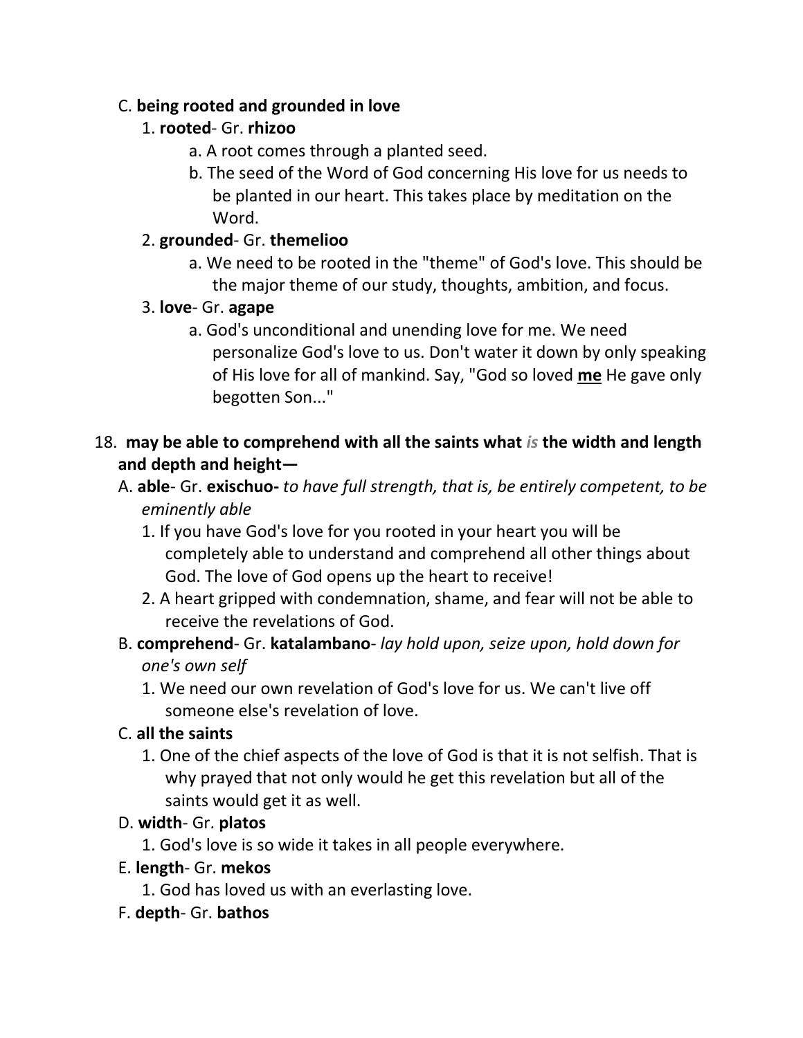C. **being rooted and grounded in love**

1. **rooted**- Gr. **rhizoo**
    a. A root comes through a planted seed.
    b. The seed of the Word of God concerning His love for us needs to be planted in our heart. This takes place by meditation on the Word.
2. **grounded**- Gr. **themelioo**
    a. We need to be rooted in the "theme" of God's love. This should be the major theme of our study, thoughts, ambition, and focus.
3. **love**- Gr. **agape**
    a. God's unconditional and unending love for me. We need personalize God's love to us. Don't water it down by only speaking of His love for all of mankind. Say, "God so loved **<u>me</u>** He gave only begotten Son..."

18. **may be able to comprehend with all the saints what *is* the width and length and depth and height—**

A. **able**- Gr. **exischuo-** *to have full strength, that is, be entirely competent, to be eminently able*
1. If you have God's love for you rooted in your heart you will be completely able to understand and comprehend all other things about God. The love of God opens up the heart to receive!
2. A heart gripped with condemnation, shame, and fear will not be able to receive the revelations of God.

B. **comprehend**- Gr. **katalambano**- *lay hold upon, seize upon, hold down for one's own self*
1. We need our own revelation of God's love for us. We can't live off someone else's revelation of love.

C. **all the saints**
1. One of the chief aspects of the love of God is that it is not selfish. That is why prayed that not only would he get this revelation but all of the saints would get it as well.

D. **width**- Gr. **platos**
1. God's love is so wide it takes in all people everywhere.

E. **length**- Gr. **mekos**
1. God has loved us with an everlasting love.

F. **depth**- Gr. **bathos**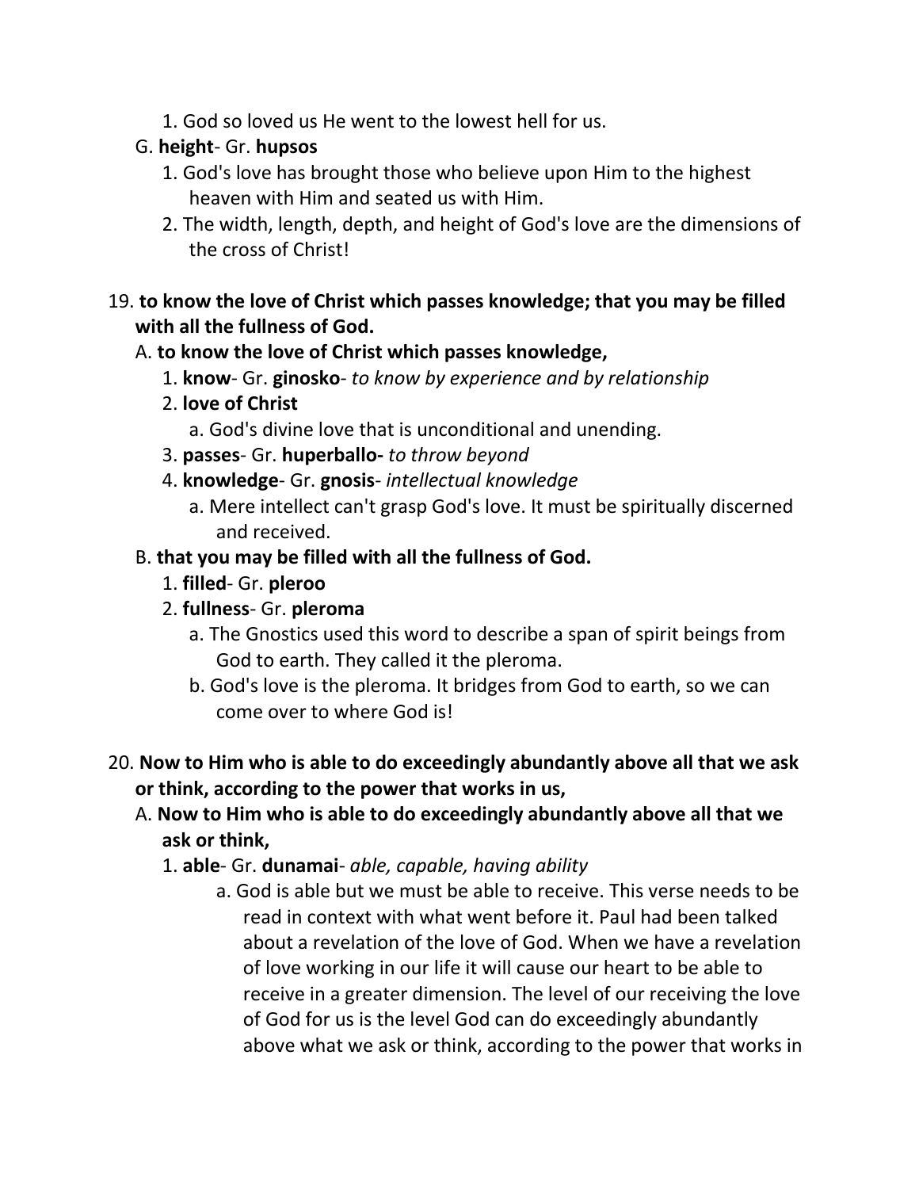1. God so loved us He went to the lowest hell for us.

G. **height**- Gr. **hupsos**

1. God's love has brought those who believe upon Him to the highest heaven with Him and seated us with Him.
2. The width, length, depth, and height of God's love are the dimensions of the cross of Christ!

19. **to know the love of Christ which passes knowledge; that you may be filled with all the fullness of God.**

A. **to know the love of Christ which passes knowledge,**

1. **know**- Gr. **ginosko**- *to know by experience and by relationship*
2. **love of Christ**
   a. God's divine love that is unconditional and unending.
3. **passes**- Gr. **huperballo-** *to throw beyond*
4. **knowledge**- Gr. **gnosis**- *intellectual knowledge*
   a. Mere intellect can't grasp God's love. It must be spiritually discerned and received.

B. **that you may be filled with all the fullness of God.**

1. **filled**- Gr. **pleroo**
2. **fullness**- Gr. **pleroma**
   a. The Gnostics used this word to describe a span of spirit beings from God to earth. They called it the pleroma.
   b. God's love is the pleroma. It bridges from God to earth, so we can come over to where God is!

20. **Now to Him who is able to do exceedingly abundantly above all that we ask or think, according to the power that works in us,**

A. **Now to Him who is able to do exceedingly abundantly above all that we ask or think,**

1. **able**- Gr. **dunamai**- *able, capable, having ability*
   a. God is able but we must be able to receive. This verse needs to be read in context with what went before it. Paul had been talked about a revelation of the love of God. When we have a revelation of love working in our life it will cause our heart to be able to receive in a greater dimension. The level of our receiving the love of God for us is the level God can do exceedingly abundantly above what we ask or think, according to the power that works in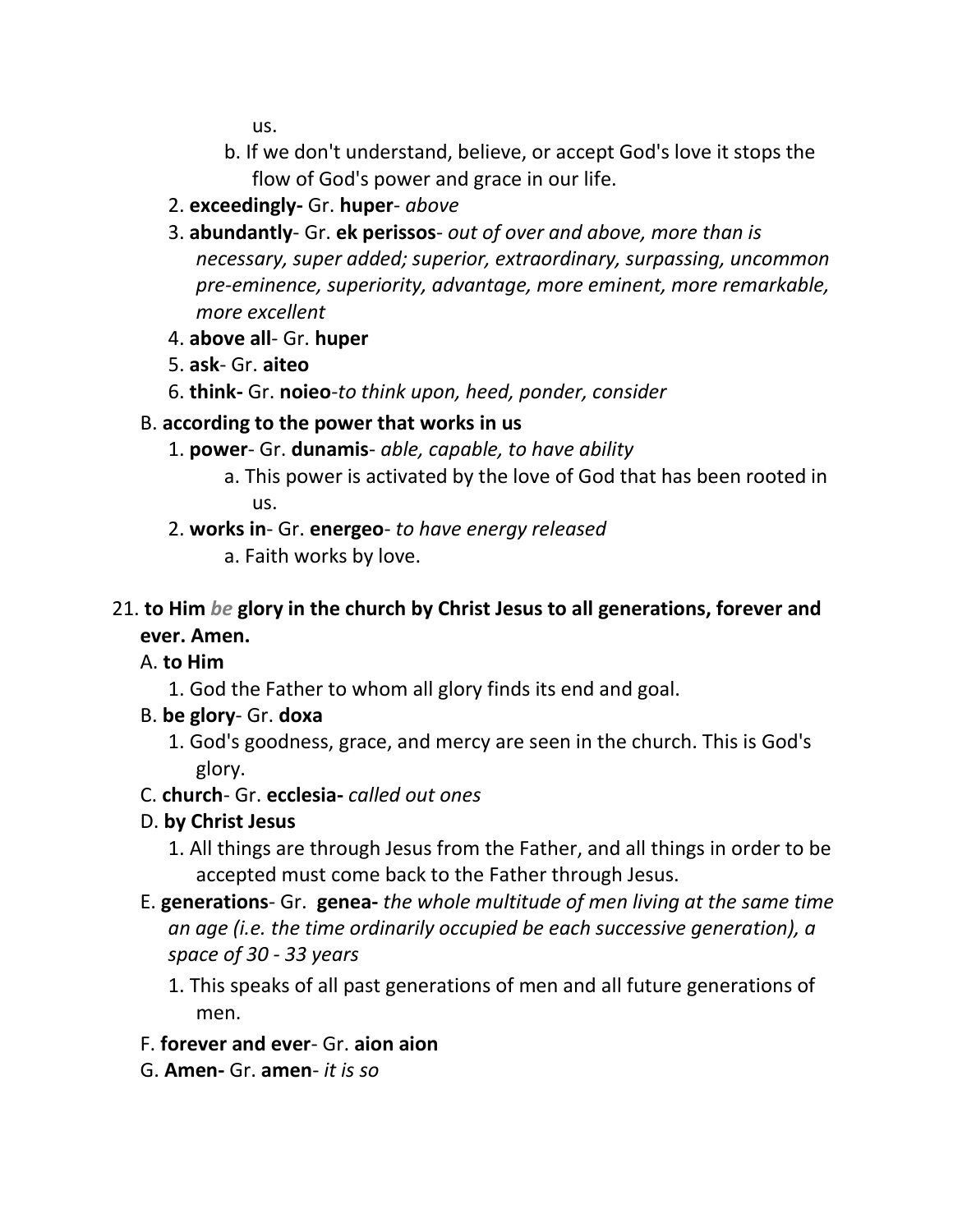us.

b. If we don't understand, believe, or accept God's love it stops the flow of God's power and grace in our life.

2. **exceedingly-** Gr. **huper**- *above*
3. **abundantly**- Gr. **ek perissos**- *out of over and above, more than is necessary, super added; superior, extraordinary, surpassing, uncommon pre-eminence, superiority, advantage, more eminent, more remarkable, more excellent*
4. **above all**- Gr. **huper**
5. **ask**- Gr. **aiteo**
6. **think-** Gr. **noieo**-*to think upon, heed, ponder, consider*

B. **according to the power that works in us**

1. **power**- Gr. **dunamis**- *able, capable, to have ability*
   a. This power is activated by the love of God that has been rooted in us.
2. **works in**- Gr. **energeo**- *to have energy released*
   a. Faith works by love.

21. **to Him *be* glory in the church by Christ Jesus to all generations, forever and ever. Amen.**

A. **to Him**

1. God the Father to whom all glory finds its end and goal.

B. **be glory**- Gr. **doxa**

1. God's goodness, grace, and mercy are seen in the church. This is God's glory.

C. **church**- Gr. **ecclesia-** *called out ones*

D. **by Christ Jesus**

1. All things are through Jesus from the Father, and all things in order to be accepted must come back to the Father through Jesus.

E. **generations**- Gr. **genea-** *the whole multitude of men living at the same time an age (i.e. the time ordinarily occupied be each successive generation), a space of 30 - 33 years*

1. This speaks of all past generations of men and all future generations of men.

F. **forever and ever**- Gr. **aion aion**

G. **Amen-** Gr. **amen**- *it is so*